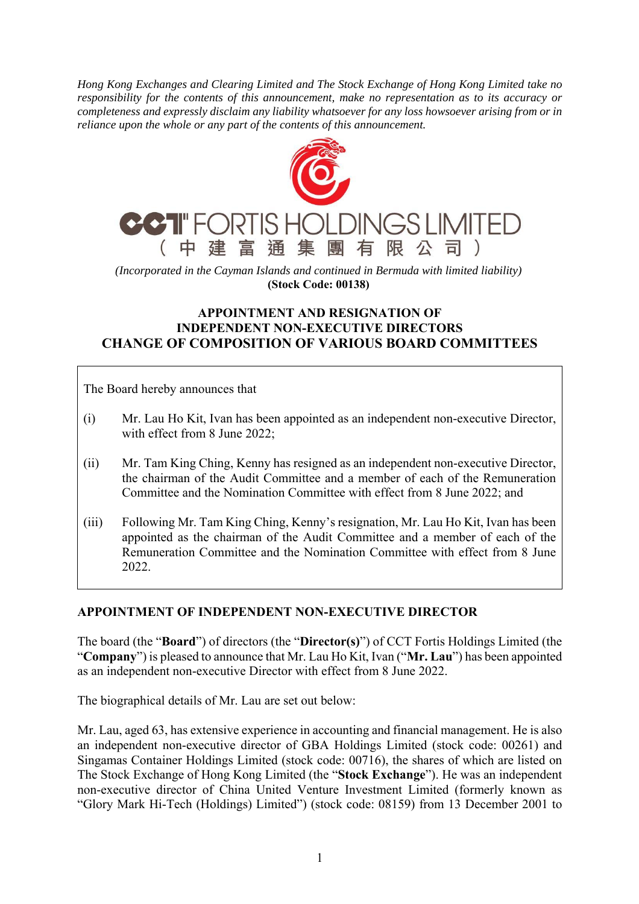*Hong Kong Exchanges and Clearing Limited and The Stock Exchange of Hong Kong Limited take no responsibility for the contents of this announcement, make no representation as to its accuracy or completeness and expressly disclaim any liability whatsoever for any loss howsoever arising from or in reliance upon the whole or any part of the contents of this announcement.*

# CCT FORTIS HOLDINGS LIMITED
# （中建富通集團有限公司）

*(Incorporated in the Cayman Islands and continued in Bermuda with limited liability)*
**(Stock Code: 00138)**

## APPOINTMENT AND RESIGNATION OF INDEPENDENT NON-EXECUTIVE DIRECTORS CHANGE OF COMPOSITION OF VARIOUS BOARD COMMITTEES

The Board hereby announces that

(i) Mr. Lau Ho Kit, Ivan has been appointed as an independent non-executive Director, with effect from 8 June 2022;

(ii) Mr. Tam King Ching, Kenny has resigned as an independent non-executive Director, the chairman of the Audit Committee and a member of each of the Remuneration Committee and the Nomination Committee with effect from 8 June 2022; and

(iii) Following Mr. Tam King Ching, Kenny's resignation, Mr. Lau Ho Kit, Ivan has been appointed as the chairman of the Audit Committee and a member of each of the Remuneration Committee and the Nomination Committee with effect from 8 June 2022.

## APPOINTMENT OF INDEPENDENT NON-EXECUTIVE DIRECTOR

The board (the "**Board**") of directors (the "**Director(s)**") of CCT Fortis Holdings Limited (the "**Company**") is pleased to announce that Mr. Lau Ho Kit, Ivan ("**Mr. Lau**") has been appointed as an independent non-executive Director with effect from 8 June 2022.

The biographical details of Mr. Lau are set out below:

Mr. Lau, aged 63, has extensive experience in accounting and financial management. He is also an independent non-executive director of GBA Holdings Limited (stock code: 00261) and Singamas Container Holdings Limited (stock code: 00716), the shares of which are listed on The Stock Exchange of Hong Kong Limited (the "**Stock Exchange**"). He was an independent non-executive director of China United Venture Investment Limited (formerly known as "Glory Mark Hi-Tech (Holdings) Limited") (stock code: 08159) from 13 December 2001 to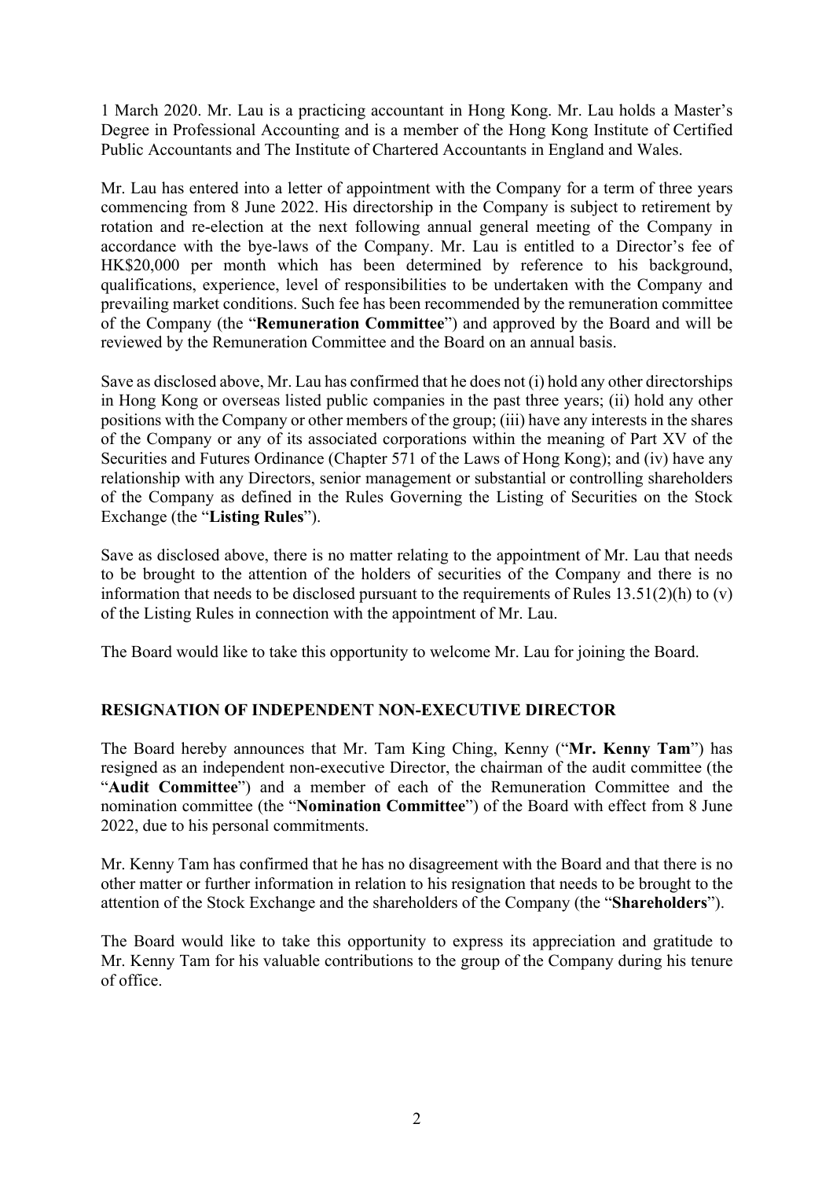1 March 2020. Mr. Lau is a practicing accountant in Hong Kong. Mr. Lau holds a Master's Degree in Professional Accounting and is a member of the Hong Kong Institute of Certified Public Accountants and The Institute of Chartered Accountants in England and Wales.

Mr. Lau has entered into a letter of appointment with the Company for a term of three years commencing from 8 June 2022. His directorship in the Company is subject to retirement by rotation and re-election at the next following annual general meeting of the Company in accordance with the bye-laws of the Company. Mr. Lau is entitled to a Director's fee of HK$20,000 per month which has been determined by reference to his background, qualifications, experience, level of responsibilities to be undertaken with the Company and prevailing market conditions. Such fee has been recommended by the remuneration committee of the Company (the "**Remuneration Committee**") and approved by the Board and will be reviewed by the Remuneration Committee and the Board on an annual basis.

Save as disclosed above, Mr. Lau has confirmed that he does not (i) hold any other directorships in Hong Kong or overseas listed public companies in the past three years; (ii) hold any other positions with the Company or other members of the group; (iii) have any interests in the shares of the Company or any of its associated corporations within the meaning of Part XV of the Securities and Futures Ordinance (Chapter 571 of the Laws of Hong Kong); and (iv) have any relationship with any Directors, senior management or substantial or controlling shareholders of the Company as defined in the Rules Governing the Listing of Securities on the Stock Exchange (the "**Listing Rules**").

Save as disclosed above, there is no matter relating to the appointment of Mr. Lau that needs to be brought to the attention of the holders of securities of the Company and there is no information that needs to be disclosed pursuant to the requirements of Rules 13.51(2)(h) to (v) of the Listing Rules in connection with the appointment of Mr. Lau.

The Board would like to take this opportunity to welcome Mr. Lau for joining the Board.

## RESIGNATION OF INDEPENDENT NON-EXECUTIVE DIRECTOR

The Board hereby announces that Mr. Tam King Ching, Kenny ("**Mr. Kenny Tam**") has resigned as an independent non-executive Director, the chairman of the audit committee (the "**Audit Committee**") and a member of each of the Remuneration Committee and the nomination committee (the "**Nomination Committee**") of the Board with effect from 8 June 2022, due to his personal commitments.

Mr. Kenny Tam has confirmed that he has no disagreement with the Board and that there is no other matter or further information in relation to his resignation that needs to be brought to the attention of the Stock Exchange and the shareholders of the Company (the "**Shareholders**").

The Board would like to take this opportunity to express its appreciation and gratitude to Mr. Kenny Tam for his valuable contributions to the group of the Company during his tenure of office.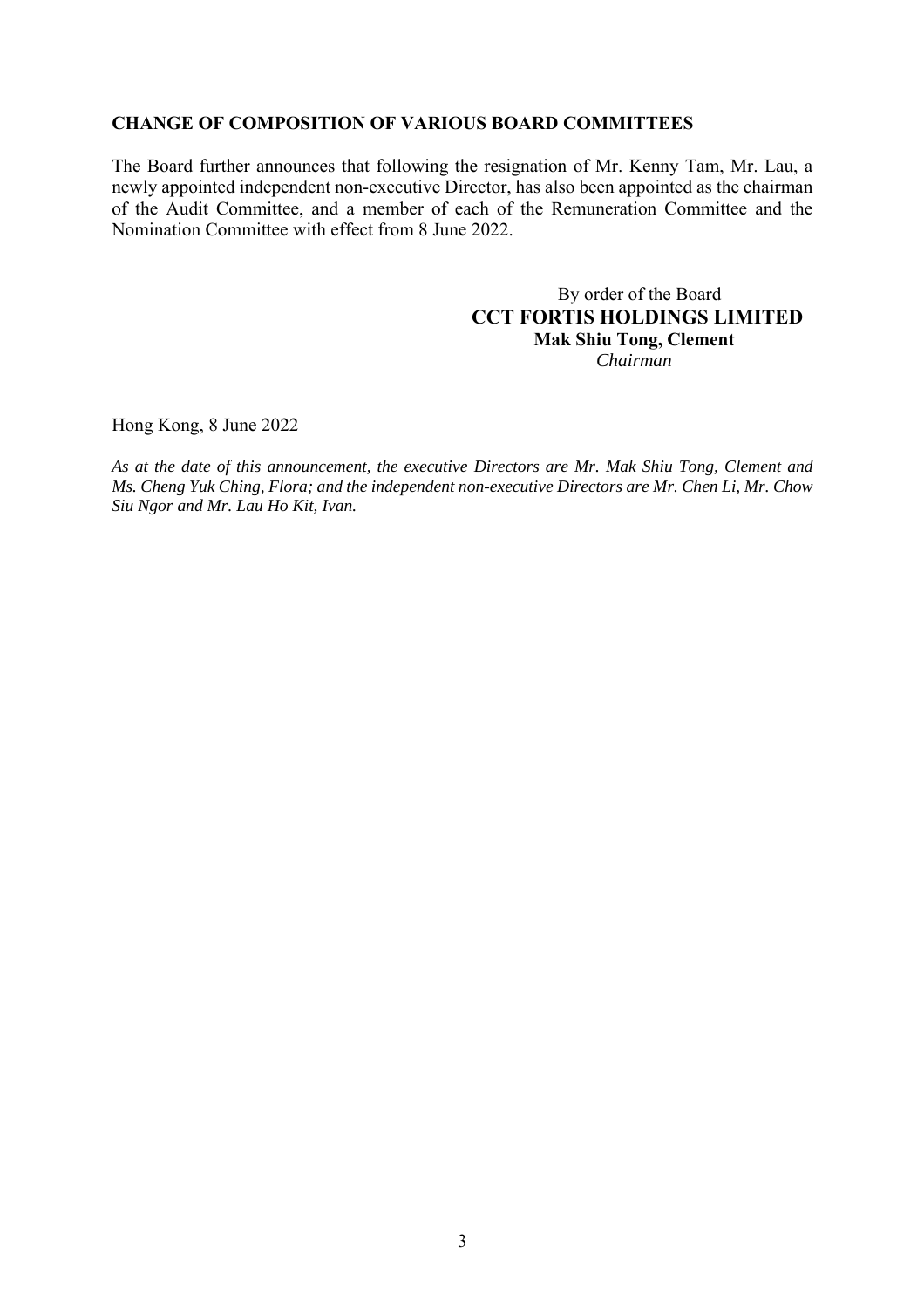**CHANGE OF COMPOSITION OF VARIOUS BOARD COMMITTEES**

The Board further announces that following the resignation of Mr. Kenny Tam, Mr. Lau, a newly appointed independent non-executive Director, has also been appointed as the chairman of the Audit Committee, and a member of each of the Remuneration Committee and the Nomination Committee with effect from 8 June 2022.

By order of the Board
**CCT FORTIS HOLDINGS LIMITED**
**Mak Shiu Tong, Clement**
*Chairman*

Hong Kong, 8 June 2022

*As at the date of this announcement, the executive Directors are Mr. Mak Shiu Tong, Clement and Ms. Cheng Yuk Ching, Flora; and the independent non-executive Directors are Mr. Chen Li, Mr. Chow Siu Ngor and Mr. Lau Ho Kit, Ivan.*